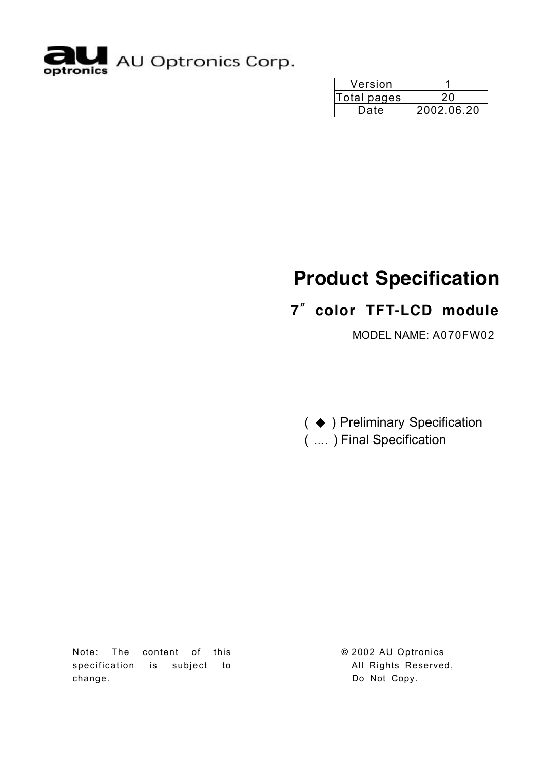AU Optronics Corp.

| Version | 1 |
|---|---|
| Total pages | 20 |
| Date | 2002.06.20 |

# Product Specification

## 7" color TFT-LCD module

MODEL NAME: A070FW02

( ◆ ) Preliminary Specification
( .... ) Final Specification

Note: The content of this specification is subject to change.

© 2002 AU Optronics
All Rights Reserved,
Do Not Copy.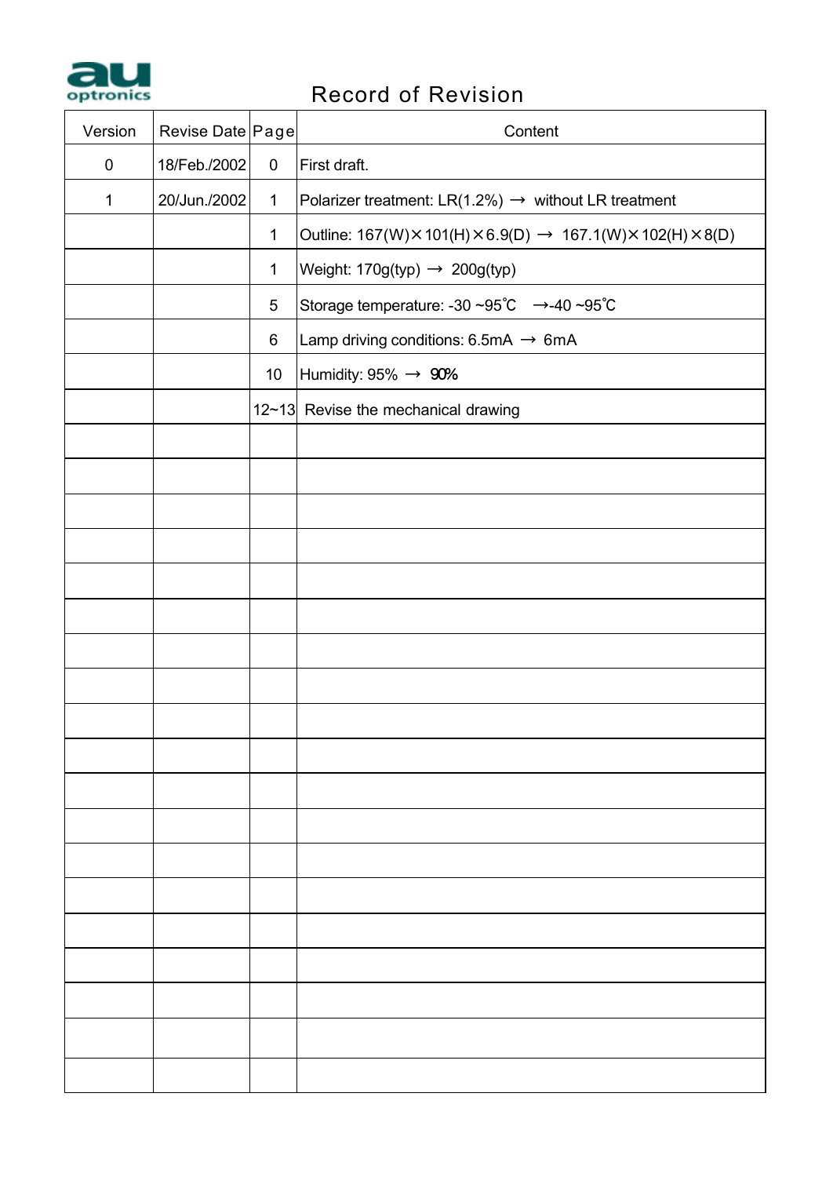# Record of Revision

| Version | Revise Date | Page | Content |
|---|---|---|---|
| 0 | 18/Feb./2002 | 0 | First draft. |
| 1 | 20/Jun./2002 | 1 | Polarizer treatment: LR(1.2%) → without LR treatment |
| | | 1 | Outline: 167(W)×101(H)×6.9(D) → 167.1(W)×102(H)×8(D) |
| | | 1 | Weight: 170g(typ) → 200g(typ) |
| | | 5 | Storage temperature: -30 ~95℃ →-40 ~95℃ |
| | | 6 | Lamp driving conditions: 6.5mA → 6mA |
| | | 10 | Humidity: 95% → 90% |
| | | 12~13 | Revise the mechanical drawing |
| | | | |
| | | | |
| | | | |
| | | | |
| | | | |
| | | | |
| | | | |
| | | | |
| | | | |
| | | | |
| | | | |
| | | | |
| | | | |
| | | | |
| | | | |
| | | | |
| | | | |
| | | | |
| | | | |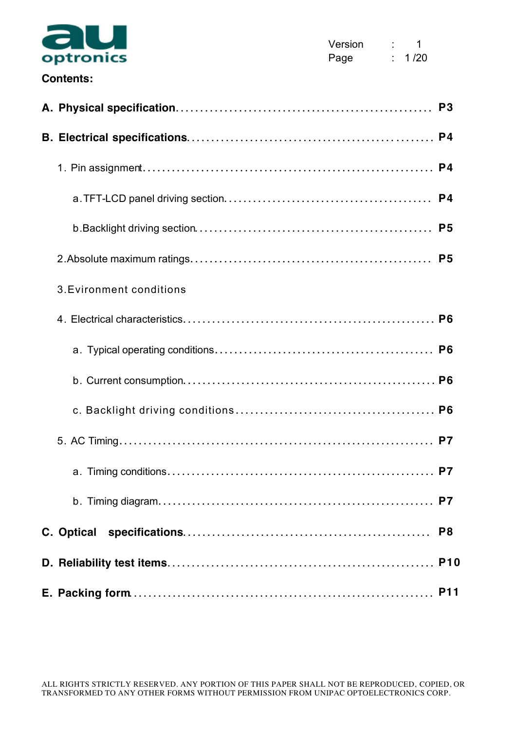**Contents:**

**A. Physical specification** ........................................................ **P3**

**B. Electrical specifications** ........................................................ **P4**

1. Pin assignment ........................................................ **P4**

   a. TFT-LCD panel driving section ........................................................ **P4**

   b. Backlight driving section ........................................................ **P5**

2. Absolute maximum ratings ........................................................ **P5**

3. Evironment conditions

4. Electrical characteristics ........................................................ **P6**

   a. Typical operating conditions ........................................................ **P6**

   b. Current consumption ........................................................ **P6**

   c. Backlight driving conditions ........................................................ **P6**

5. AC Timing ........................................................ **P7**

   a. Timing conditions ........................................................ **P7**

   b. Timing diagram ........................................................ **P7**

**C. Optical specifications** ........................................................ **P8**

**D. Reliability test items** ........................................................ **P10**

**E. Packing form** ........................................................ **P11**

ALL RIGHTS STRICTLY RESERVED. ANY PORTION OF THIS PAPER SHALL NOT BE REPRODUCED, COPIED, OR TRANSFORMED TO ANY OTHER FORMS WITHOUT PERMISSION FROM UNIPAC OPTOELECTRONICS CORP.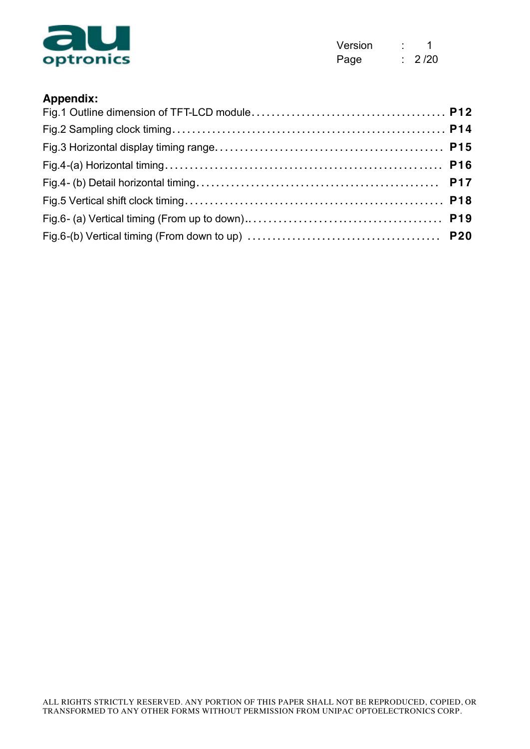**Appendix:**

Fig.1 Outline dimension of TFT-LCD module....................................... **P12**

Fig.2 Sampling clock timing...................................................... **P14**

Fig.3 Horizontal display timing range............................................ **P15**

Fig.4-(a) Horizontal timing...................................................... **P16**

Fig.4- (b) Detail horizontal timing.............................................. **P17**

Fig.5 Vertical shift clock timing................................................ **P18**

Fig.6- (a) Vertical timing (From up to down)..................................... **P19**

Fig.6-(b) Vertical timing (From down to up) ..................................... **P20**

ALL RIGHTS STRICTLY RESERVED. ANY PORTION OF THIS PAPER SHALL NOT BE REPRODUCED, COPIED, OR TRANSFORMED TO ANY OTHER FORMS WITHOUT PERMISSION FROM UNIPAC OPTOELECTRONICS CORP.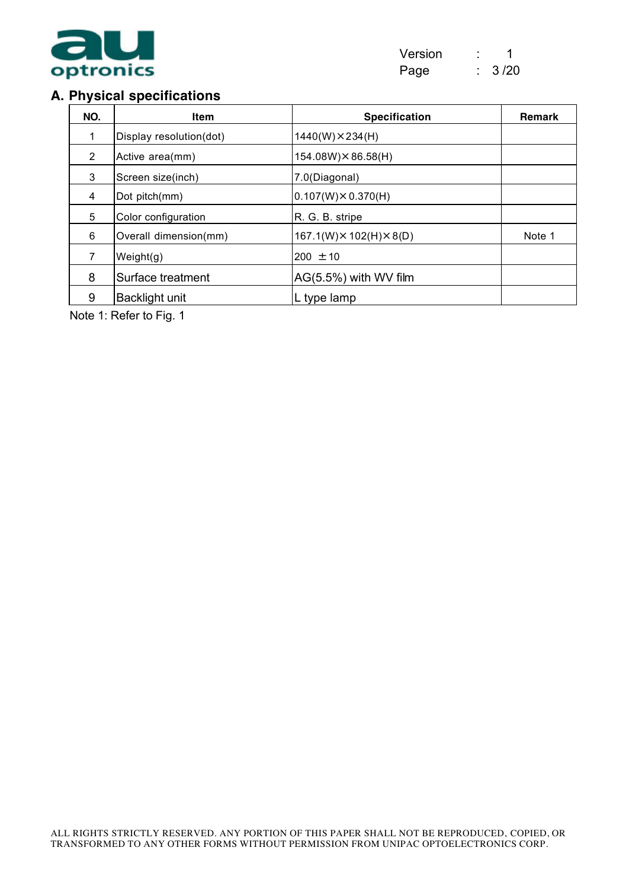## A. Physical specifications

| NO. | Item | Specification | Remark |
|---|---|---|---|
| 1 | Display resolution(dot) | 1440(W)×234(H) | |
| 2 | Active area(mm) | 154.08W)×86.58(H) | |
| 3 | Screen size(inch) | 7.0(Diagonal) | |
| 4 | Dot pitch(mm) | 0.107(W)×0.370(H) | |
| 5 | Color configuration | R. G. B. stripe | |
| 6 | Overall dimension(mm) | 167.1(W)×102(H)×8(D) | Note 1 |
| 7 | Weight(g) | 200 ±10 | |
| 8 | Surface treatment | AG(5.5%) with WV film | |
| 9 | Backlight unit | L type lamp | |

Note 1: Refer to Fig. 1

ALL RIGHTS STRICTLY RESERVED. ANY PORTION OF THIS PAPER SHALL NOT BE REPRODUCED, COPIED, OR TRANSFORMED TO ANY OTHER FORMS WITHOUT PERMISSION FROM UNIPAC OPTOELECTRONICS CORP.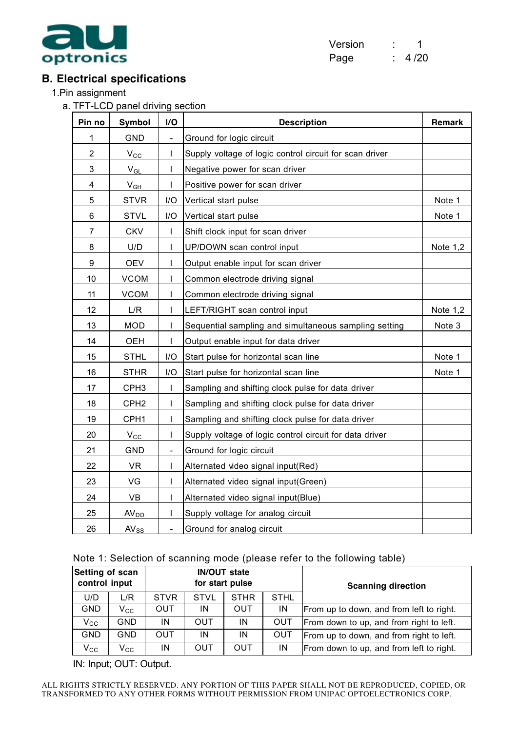## B. Electrical specifications

1.Pin assignment

a. TFT-LCD panel driving section

| Pin no | Symbol | I/O | Description | Remark |
|---|---|---|---|---|
| 1 | GND | - | Ground for logic circuit | |
| 2 | $V_{CC}$ | I | Supply voltage of logic control circuit for scan driver | |
| 3 | $V_{GL}$ | I | Negative power for scan driver | |
| 4 | $V_{GH}$ | I | Positive power for scan driver | |
| 5 | STVR | I/O | Vertical start pulse | Note 1 |
| 6 | STVL | I/O | Vertical start pulse | Note 1 |
| 7 | CKV | I | Shift clock input for scan driver | |
| 8 | U/D | I | UP/DOWN scan control input | Note 1,2 |
| 9 | OEV | I | Output enable input for scan driver | |
| 10 | VCOM | I | Common electrode driving signal | |
| 11 | VCOM | I | Common electrode driving signal | |
| 12 | L/R | I | LEFT/RIGHT scan control input | Note 1,2 |
| 13 | MOD | I | Sequential sampling and simultaneous sampling setting | Note 3 |
| 14 | OEH | I | Output enable input for data driver | |
| 15 | STHL | I/O | Start pulse for horizontal scan line | Note 1 |
| 16 | STHR | I/O | Start pulse for horizontal scan line | Note 1 |
| 17 | CPH3 | I | Sampling and shifting clock pulse for data driver | |
| 18 | CPH2 | I | Sampling and shifting clock pulse for data driver | |
| 19 | CPH1 | I | Sampling and shifting clock pulse for data driver | |
| 20 | $V_{CC}$ | I | Supply voltage of logic control circuit for data driver | |
| 21 | GND | - | Ground for logic circuit | |
| 22 | VR | I | Alternated video signal input(Red) | |
| 23 | VG | I | Alternated video signal input(Green) | |
| 24 | VB | I | Alternated video signal input(Blue) | |
| 25 | $AV_{DD}$ | I | Supply voltage for analog circuit | |
| 26 | $AV_{SS}$ | - | Ground for analog circuit | |

Note 1: Selection of scanning mode (please refer to the following table)

| Setting of scan control input | | IN/OUT state for start pulse | | | | Scanning direction |
|---|---|---|---|---|---|---|
| U/D | L/R | STVR | STVL | STHR | STHL | |
| GND | $V_{CC}$ | OUT | IN | OUT | IN | From up to down, and from left to right. |
| $V_{CC}$ | GND | IN | OUT | IN | OUT | From down to up, and from right to left. |
| GND | GND | OUT | IN | IN | OUT | From up to down, and from right to left. |
| $V_{CC}$ | $V_{CC}$ | IN | OUT | OUT | IN | From down to up, and from left to right. |

IN: Input; OUT: Output.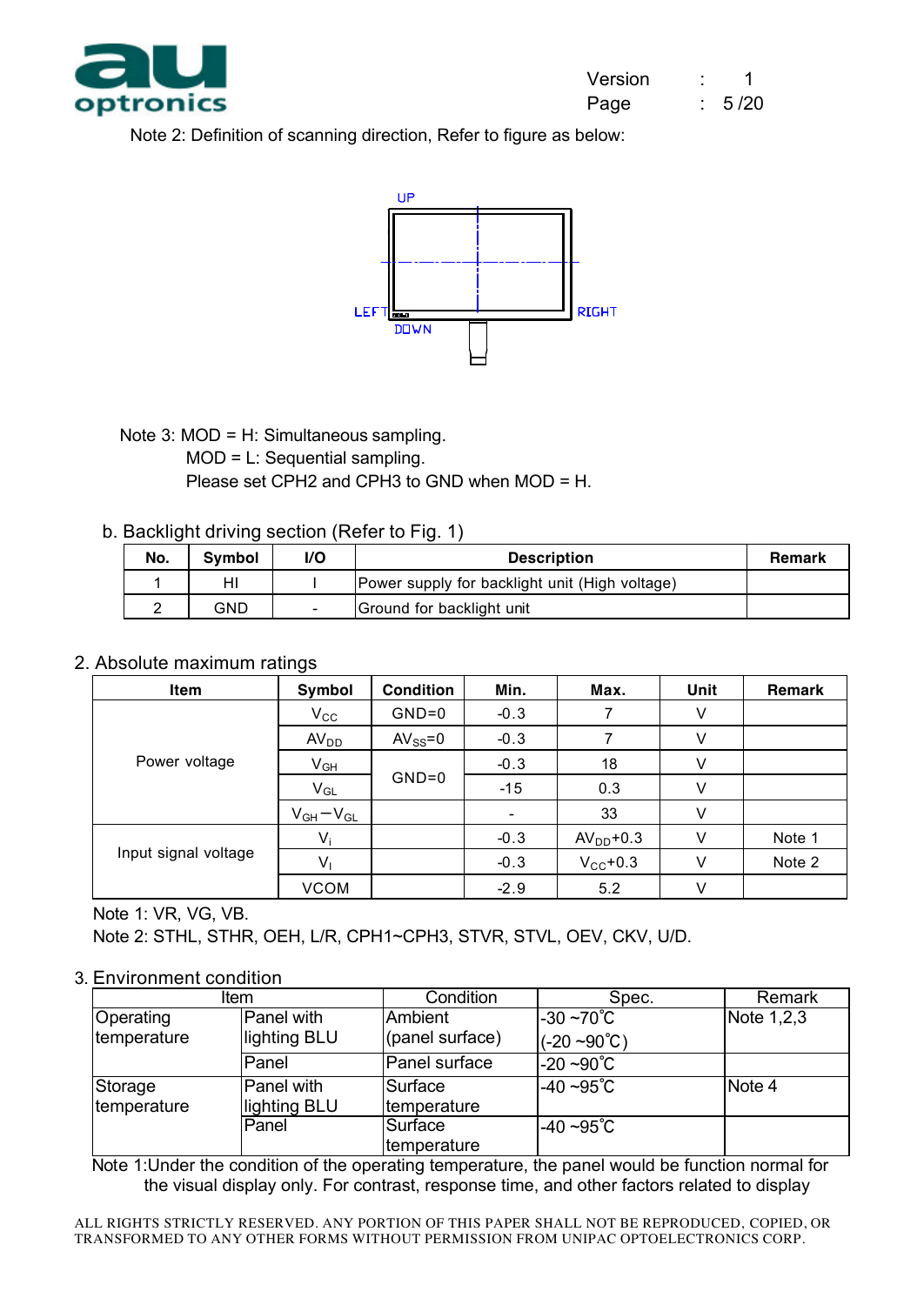Note 2: Definition of scanning direction, Refer to figure as below:

UP

LEFT RIGHT

DOWN

Note 3: MOD = H: Simultaneous sampling.
MOD = L: Sequential sampling.
Please set CPH2 and CPH3 to GND when MOD = H.

b. Backlight driving section (Refer to Fig. 1)

| No. | Symbol | I/O | Description | Remark |
|---|---|---|---|---|
| 1 | HI | I | Power supply for backlight unit (High voltage) | |
| 2 | GND | - | Ground for backlight unit | |

## 2. Absolute maximum ratings

| Item | Symbol | Condition | Min. | Max. | Unit | Remark |
|---|---|---|---|---|---|---|
| Power voltage | $V_{CC}$ | GND=0 | -0.3 | 7 | V | |
| | $AV_{DD}$ | $AV_{SS}$=0 | -0.3 | 7 | V | |
| | $V_{GH}$ | GND=0 | -0.3 | 18 | V | |
| | $V_{GL}$ | | -15 | 0.3 | V | |
| | $V_{GH}-V_{GL}$ | | - | 33 | V | |
| Input signal voltage | $V_i$ | | -0.3 | $AV_{DD}$+0.3 | V | Note 1 |
| | $V_I$ | | -0.3 | $V_{CC}$+0.3 | V | Note 2 |
| | VCOM | | -2.9 | 5.2 | V | |

Note 1: VR, VG, VB.
Note 2: STHL, STHR, OEH, L/R, CPH1~CPH3, STVR, STVL, OEV, CKV, U/D.

## 3. Environment condition

| Item | | Condition | Spec. | Remark |
|---|---|---|---|---|
| Operating temperature | Panel with lighting BLU | Ambient (panel surface) | -30 ~70℃ (-20 ~90℃) | Note 1,2,3 |
| | Panel | Panel surface | -20 ~90℃ | |
| Storage temperature | Panel with lighting BLU | Surface temperature | -40 ~95℃ | Note 4 |
| | Panel | Surface temperature | -40 ~95℃ | |

Note 1:Under the condition of the operating temperature, the panel would be function normal for the visual display only. For contrast, response time, and other factors related to display

ALL RIGHTS STRICTLY RESERVED. ANY PORTION OF THIS PAPER SHALL NOT BE REPRODUCED, COPIED, OR TRANSFORMED TO ANY OTHER FORMS WITHOUT PERMISSION FROM UNIPAC OPTOELECTRONICS CORP.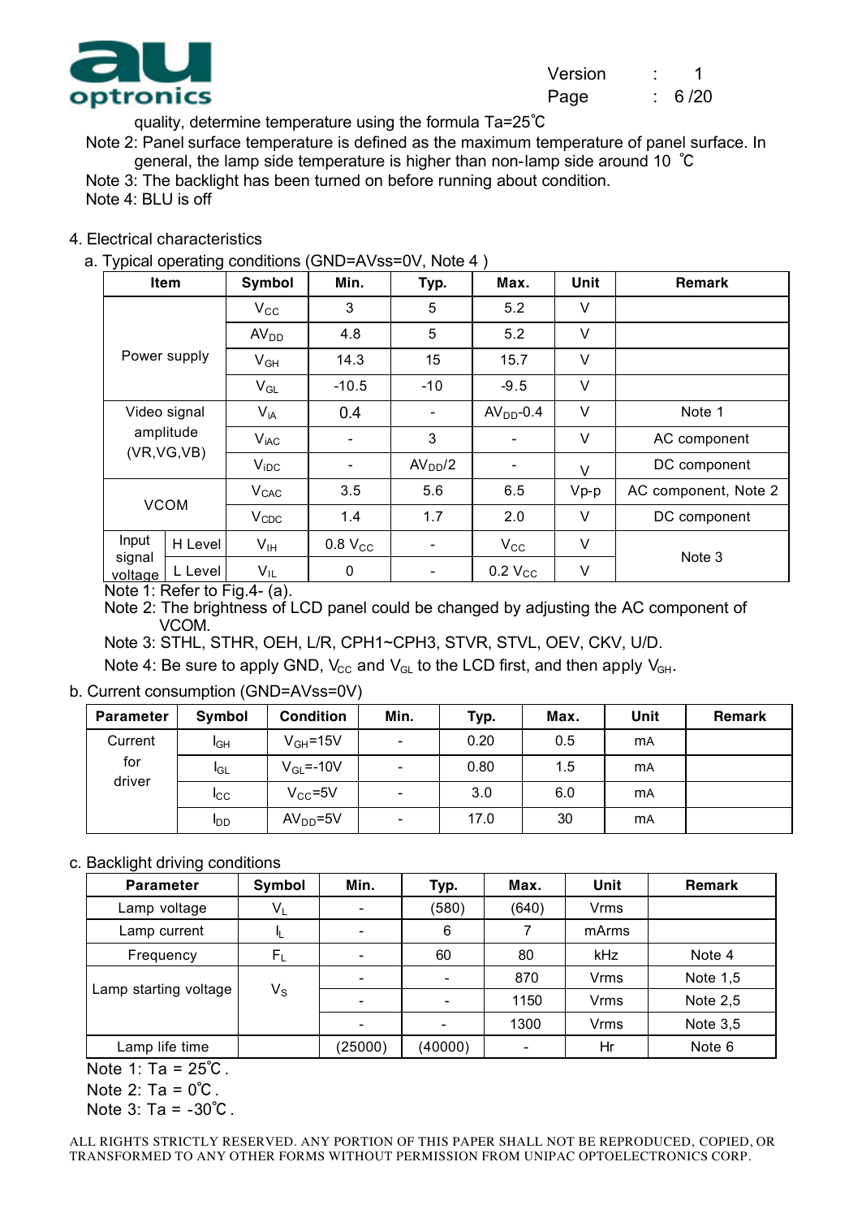quality, determine temperature using the formula Ta=25℃

Note 2: Panel surface temperature is defined as the maximum temperature of panel surface. In general, the lamp side temperature is higher than non-lamp side around 10 ℃

Note 3: The backlight has been turned on before running about condition.

Note 4: BLU is off

4. Electrical characteristics

a. Typical operating conditions (GND=AVss=0V, Note 4 )

| Item | | Symbol | Min. | Typ. | Max. | Unit | Remark |
|---|---|---|---|---|---|---|---|
| Power supply | | $V_{CC}$ | 3 | 5 | 5.2 | V | |
| | | $AV_{DD}$ | 4.8 | 5 | 5.2 | V | |
| | | $V_{GH}$ | 14.3 | 15 | 15.7 | V | |
| | | $V_{GL}$ | -10.5 | -10 | -9.5 | V | |
| Video signal amplitude (VR,VG,VB) | | $V_{iA}$ | 0.4 | - | $AV_{DD}$-0.4 | V | Note 1 |
| | | $V_{iAC}$ | - | 3 | - | V | AC component |
| | | $V_{iDC}$ | - | $AV_{DD}/2$ | - | V | DC component |
| VCOM | | $V_{CAC}$ | 3.5 | 5.6 | 6.5 | Vp-p | AC component, Note 2 |
| | | $V_{CDC}$ | 1.4 | 1.7 | 2.0 | V | DC component |
| Input signal voltage | H Level | $V_{IH}$ | 0.8 $V_{CC}$ | - | $V_{CC}$ | V | Note 3 |
| | L Level | $V_{IL}$ | 0 | - | 0.2 $V_{CC}$ | V | |

Note 1: Refer to Fig.4- (a).

Note 2: The brightness of LCD panel could be changed by adjusting the AC component of VCOM.

Note 3: STHL, STHR, OEH, L/R, CPH1~CPH3, STVR, STVL, OEV, CKV, U/D.

Note 4: Be sure to apply GND, $V_{CC}$ and $V_{GL}$ to the LCD first, and then apply $V_{GH}$.

b. Current consumption (GND=AVss=0V)

| Parameter | Symbol | Condition | Min. | Typ. | Max. | Unit | Remark |
|---|---|---|---|---|---|---|---|
| Current for driver | $I_{GH}$ | $V_{GH}$=15V | - | 0.20 | 0.5 | mA | |
| | $I_{GL}$ | $V_{GL}$=-10V | - | 0.80 | 1.5 | mA | |
| | $I_{CC}$ | $V_{CC}$=5V | - | 3.0 | 6.0 | mA | |
| | $I_{DD}$ | $AV_{DD}$=5V | - | 17.0 | 30 | mA | |

c. Backlight driving conditions

| Parameter | Symbol | Min. | Typ. | Max. | Unit | Remark |
|---|---|---|---|---|---|---|
| Lamp voltage | $V_L$ | - | (580) | (640) | Vrms | |
| Lamp current | $I_L$ | - | 6 | 7 | mArms | |
| Frequency | $F_L$ | - | 60 | 80 | kHz | Note 4 |
| Lamp starting voltage | $V_S$ | - | - | 870 | Vrms | Note 1,5 |
| | | - | - | 1150 | Vrms | Note 2,5 |
| | | - | - | 1300 | Vrms | Note 3,5 |
| Lamp life time | | (25000) | (40000) | - | Hr | Note 6 |

Note 1: Ta = 25℃.

Note 2: Ta = 0℃.

Note 3: Ta = -30℃.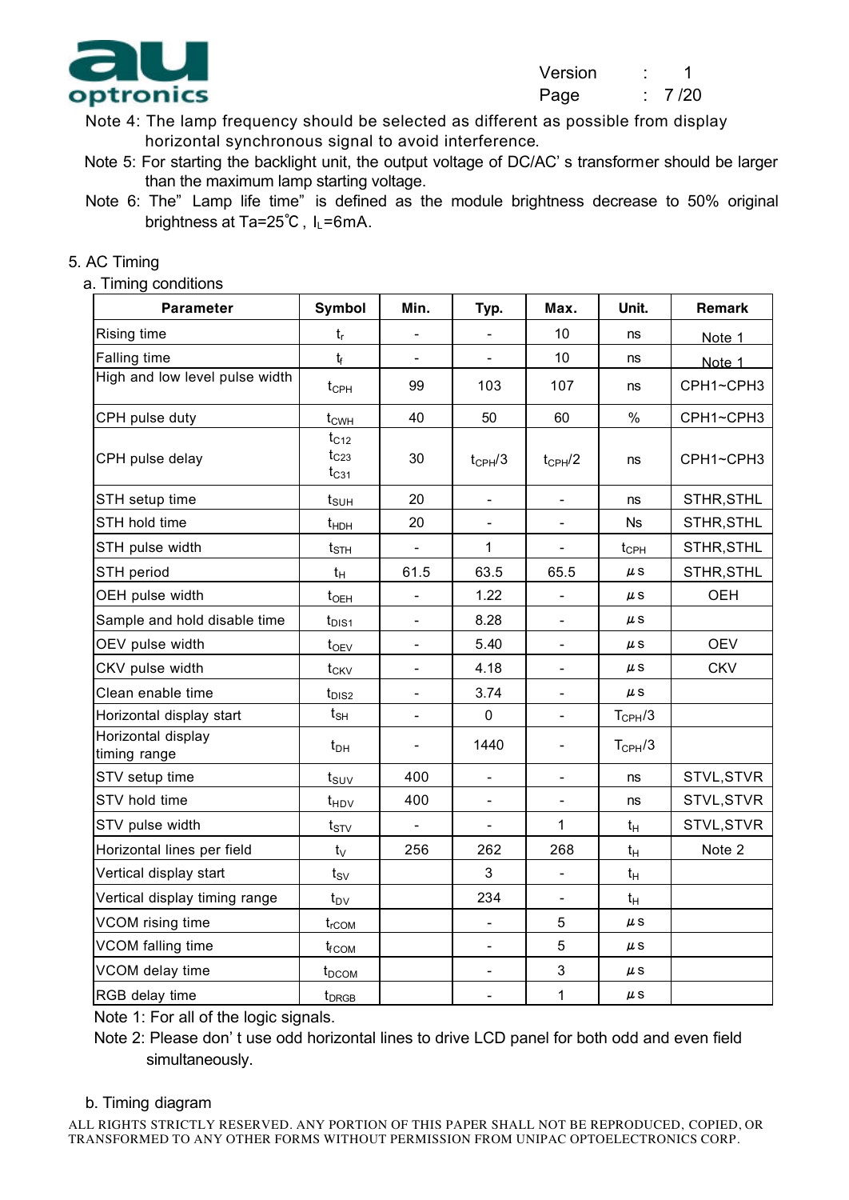Note 4: The lamp frequency should be selected as different as possible from display horizontal synchronous signal to avoid interference.

Note 5: For starting the backlight unit, the output voltage of DC/AC' s transformer should be larger than the maximum lamp starting voltage.

Note 6: The" Lamp life time" is defined as the module brightness decrease to 50% original brightness at Ta=25℃ , $I_L$=6mA.

5. AC Timing

a. Timing conditions

| Parameter | Symbol | Min. | Typ. | Max. | Unit. | Remark |
|---|---|---|---|---|---|---|
| Rising time | $t_r$ | - | - | 10 | ns | Note 1 |
| Falling time | $t_f$ | - | - | 10 | ns | Note 1 |
| High and low level pulse width | $t_{CPH}$ | 99 | 103 | 107 | ns | CPH1~CPH3 |
| CPH pulse duty | $t_{CWH}$ | 40 | 50 | 60 | % | CPH1~CPH3 |
| CPH pulse delay | $t_{C12}$ $t_{C23}$ $t_{C31}$ | 30 | $t_{CPH}/3$ | $t_{CPH}/2$ | ns | CPH1~CPH3 |
| STH setup time | $t_{SUH}$ | 20 | - | - | ns | STHR,STHL |
| STH hold time | $t_{HDH}$ | 20 | - | - | Ns | STHR,STHL |
| STH pulse width | $t_{STH}$ | - | 1 | - | $t_{CPH}$ | STHR,STHL |
| STH period | $t_H$ | 61.5 | 63.5 | 65.5 | μs | STHR,STHL |
| OEH pulse width | $t_{OEH}$ | - | 1.22 | - | μs | OEH |
| Sample and hold disable time | $t_{DIS1}$ | - | 8.28 | - | μs | |
| OEV pulse width | $t_{OEV}$ | - | 5.40 | - | μs | OEV |
| CKV pulse width | $t_{CKV}$ | - | 4.18 | - | μs | CKV |
| Clean enable time | $t_{DIS2}$ | - | 3.74 | - | μs | |
| Horizontal display start | $t_{SH}$ | - | 0 | - | $T_{CPH}/3$ | |
| Horizontal display timing range | $t_{DH}$ | - | 1440 | - | $T_{CPH}/3$ | |
| STV setup time | $t_{SUV}$ | 400 | - | - | ns | STVL,STVR |
| STV hold time | $t_{HDV}$ | 400 | - | - | ns | STVL,STVR |
| STV pulse width | $t_{STV}$ | - | - | 1 | $t_H$ | STVL,STVR |
| Horizontal lines per field | $t_V$ | 256 | 262 | 268 | $t_H$ | Note 2 |
| Vertical display start | $t_{SV}$ | | 3 | - | $t_H$ | |
| Vertical display timing range | $t_{DV}$ | | 234 | - | $t_H$ | |
| VCOM rising time | $t_{rCOM}$ | | - | 5 | μs | |
| VCOM falling time | $t_{fCOM}$ | | - | 5 | μs | |
| VCOM delay time | $t_{DCOM}$ | | - | 3 | μs | |
| RGB delay time | $t_{DRGB}$ | | - | 1 | μs | |

Note 1: For all of the logic signals.

Note 2: Please don' t use odd horizontal lines to drive LCD panel for both odd and even field simultaneously.

b. Timing diagram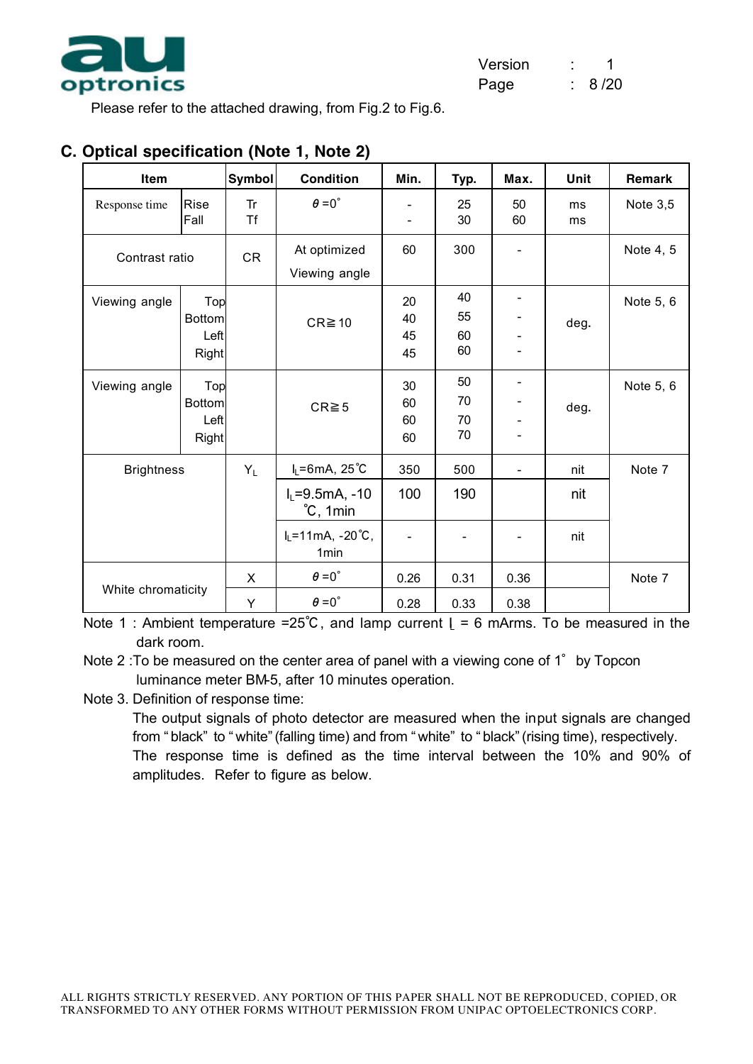Please refer to the attached drawing, from Fig.2 to Fig.6.

## C. Optical specification (Note 1, Note 2)

| Item | | Symbol | Condition | Min. | Typ. | Max. | Unit | Remark |
|---|---|---|---|---|---|---|---|---|
| Response time | Rise<br>Fall | Tr<br>Tf | θ=0° | -<br>- | 25<br>30 | 50<br>60 | ms<br>ms | Note 3,5 |
| Contrast ratio | | CR | At optimized Viewing angle | 60 | 300 | - | | Note 4, 5 |
| Viewing angle | Top<br>Bottom<br>Left<br>Right | | CR≧10 | 20<br>40<br>45<br>45 | 40<br>55<br>60<br>60 | -<br>-<br>-<br>- | deg. | Note 5, 6 |
| Viewing angle | Top<br>Bottom<br>Left<br>Right | | CR≧5 | 30<br>60<br>60<br>60 | 50<br>70<br>70<br>70 | -<br>-<br>-<br>- | deg. | Note 5, 6 |
| Brightness | | $Y_L$ | $I_L$=6mA, 25℃ | 350 | 500 | - | nit | Note 7 |
| | | | $I_L$=9.5mA, -10℃, 1min | 100 | 190 | | nit | |
| | | | $I_L$=11mA, -20℃, 1min | - | - | - | nit | |
| White chromaticity | | X | θ=0° | 0.26 | 0.31 | 0.36 | | Note 7 |
| | | Y | θ=0° | 0.28 | 0.33 | 0.38 | | |

Note 1 : Ambient temperature =25℃, and lamp current $I_L$ = 6 mArms. To be measured in the dark room.

Note 2 :To be measured on the center area of panel with a viewing cone of 1° by Topcon luminance meter BM-5, after 10 minutes operation.

Note 3. Definition of response time:

The output signals of photo detector are measured when the input signals are changed from "black" to "white" (falling time) and from "white" to "black" (rising time), respectively. The response time is defined as the time interval between the 10% and 90% of amplitudes. Refer to figure as below.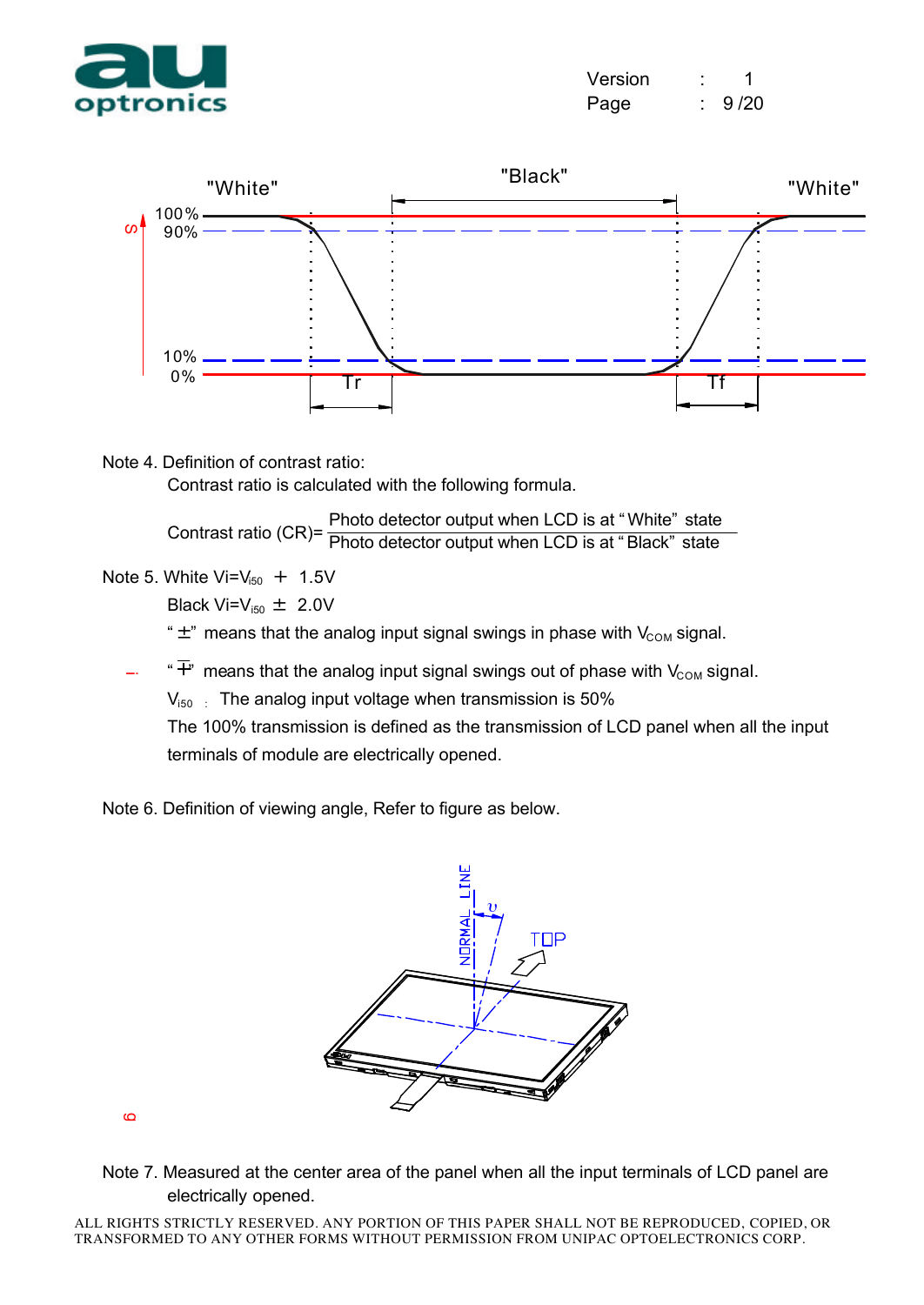Note 4. Definition of contrast ratio:

Contrast ratio is calculated with the following formula.

$$\text{Contrast ratio (CR)} = \frac{\text{Photo detector output when LCD is at "White" state}}{\text{Photo detector output when LCD is at "Black" state}}$$

Note 5. White $Vi = V_{i50} + 1.5V$

Black $Vi = V_{i50} \pm 2.0V$

"$\pm$" means that the analog input signal swings in phase with $V_{COM}$ signal.

"$\mp$" means that the analog input signal swings out of phase with $V_{COM}$ signal.

$V_{i50}$ : The analog input voltage when transmission is 50%

The 100% transmission is defined as the transmission of LCD panel when all the input terminals of module are electrically opened.

Note 6. Definition of viewing angle, Refer to figure as below.

Note 7. Measured at the center area of the panel when all the input terminals of LCD panel are electrically opened.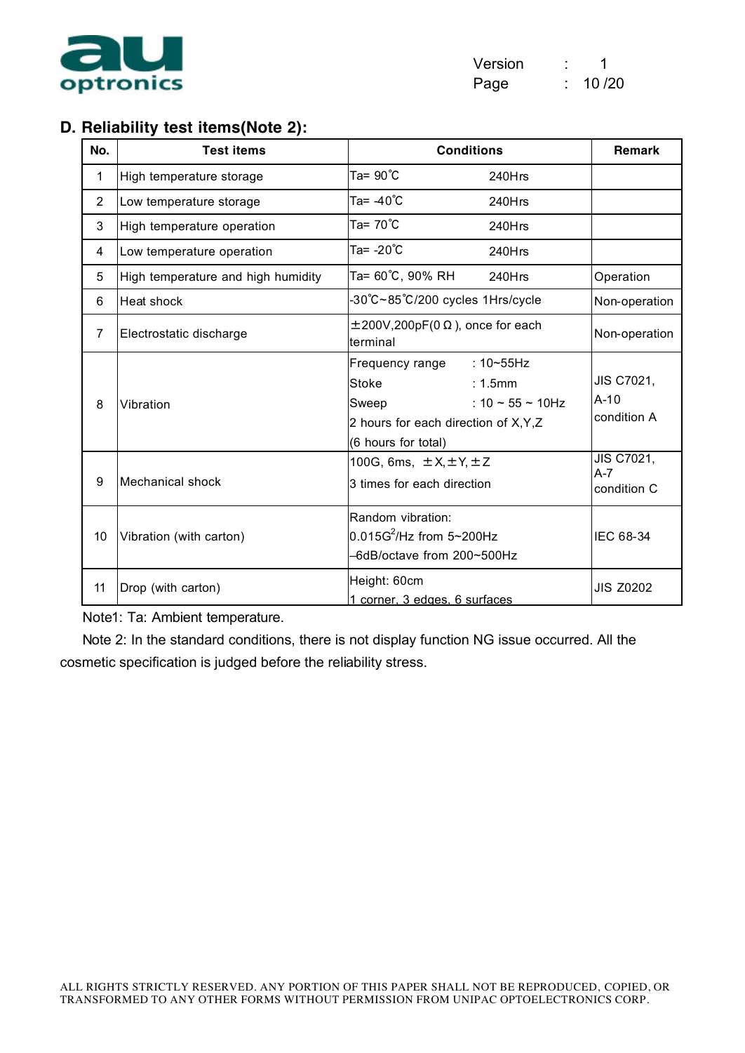## D. Reliability test items(Note 2):

| No. | Test items | Conditions | Remark |
|---|---|---|---|
| 1 | High temperature storage | Ta= 90℃ 240Hrs | |
| 2 | Low temperature storage | Ta= -40℃ 240Hrs | |
| 3 | High temperature operation | Ta= 70℃ 240Hrs | |
| 4 | Low temperature operation | Ta= -20℃ 240Hrs | |
| 5 | High temperature and high humidity | Ta= 60℃, 90% RH 240Hrs | Operation |
| 6 | Heat shock | -30℃~85℃/200 cycles 1Hrs/cycle | Non-operation |
| 7 | Electrostatic discharge | ±200V,200pF(0Ω), once for each terminal | Non-operation |
| 8 | Vibration | Frequency range : 10~55Hz<br>Stoke : 1.5mm<br>Sweep : 10 ~ 55 ~ 10Hz<br>2 hours for each direction of X,Y,Z<br>(6 hours for total) | JIS C7021, A-10 condition A |
| 9 | Mechanical shock | 100G, 6ms, ±X,±Y,±Z<br>3 times for each direction | JIS C7021, A-7 condition C |
| 10 | Vibration (with carton) | Random vibration:<br>$0.015G^2$/Hz from 5~200Hz<br>–6dB/octave from 200~500Hz | IEC 68-34 |
| 11 | Drop (with carton) | Height: 60cm<br>1 corner, 3 edges, 6 surfaces | JIS Z0202 |

Note1: Ta: Ambient temperature.

Note 2: In the standard conditions, there is not display function NG issue occurred. All the cosmetic specification is judged before the reliability stress.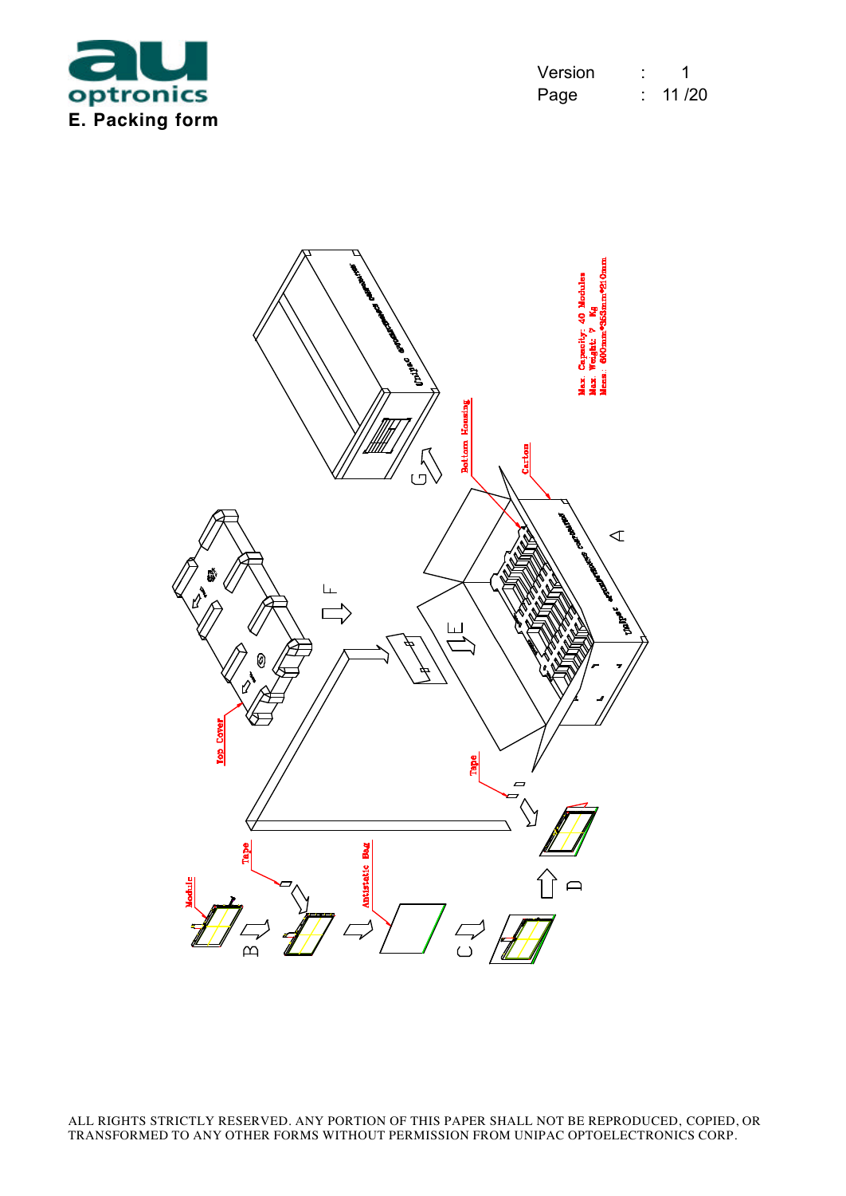## E. Packing form

Max. Capacity: 40 Modules
Max. Weight: ? Kg
Meas.: 600mm*368mm*210mm

Top Cover

Bottom Housing

Carton

Tape

Module

Tape

Antistatic Bag

A B C D E F G

ALL RIGHTS STRICTLY RESERVED. ANY PORTION OF THIS PAPER SHALL NOT BE REPRODUCED, COPIED, OR TRANSFORMED TO ANY OTHER FORMS WITHOUT PERMISSION FROM UNIPAC OPTOELECTRONICS CORP.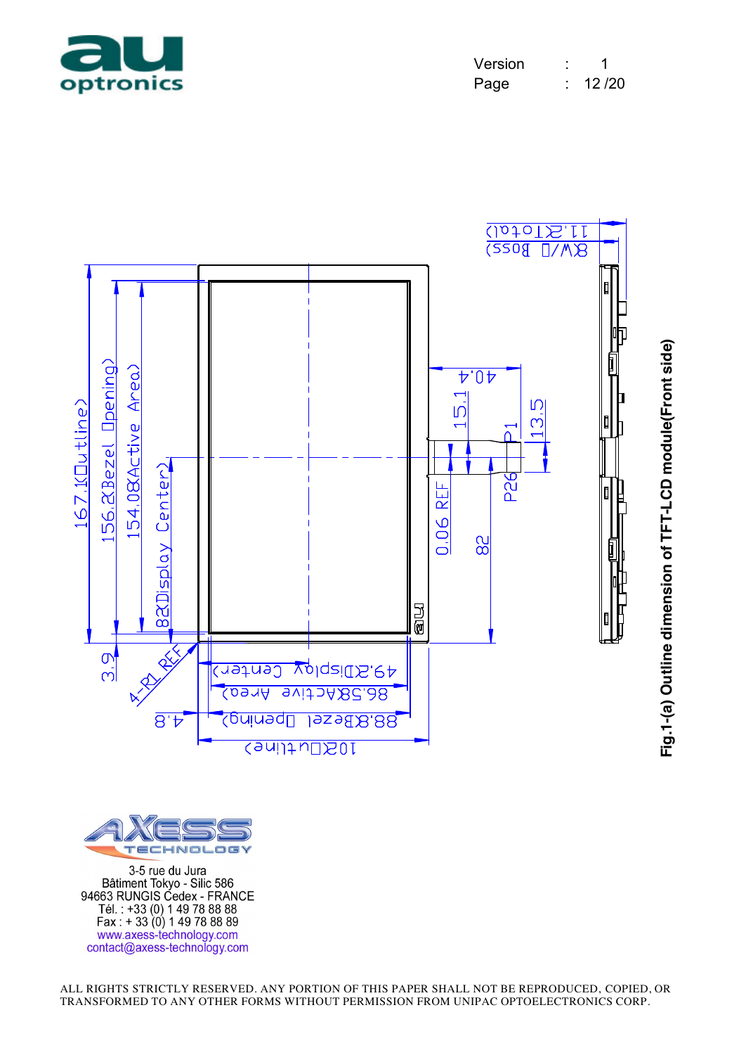Fig.1-(a) Outline dimension of TFT-LCD module(Front side)

AXESS TECHNOLOGY

3-5 rue du Jura
Bâtiment Tokyo - Silic 586
94663 RUNGIS Cedex - FRANCE
Tél. : +33 (0) 1 49 78 88 88
Fax : + 33 (0) 1 49 78 88 89
www.axess-technology.com
contact@axess-technology.com

ALL RIGHTS STRICTLY RESERVED. ANY PORTION OF THIS PAPER SHALL NOT BE REPRODUCED, COPIED, OR TRANSFORMED TO ANY OTHER FORMS WITHOUT PERMISSION FROM UNIPAC OPTOELECTRONICS CORP.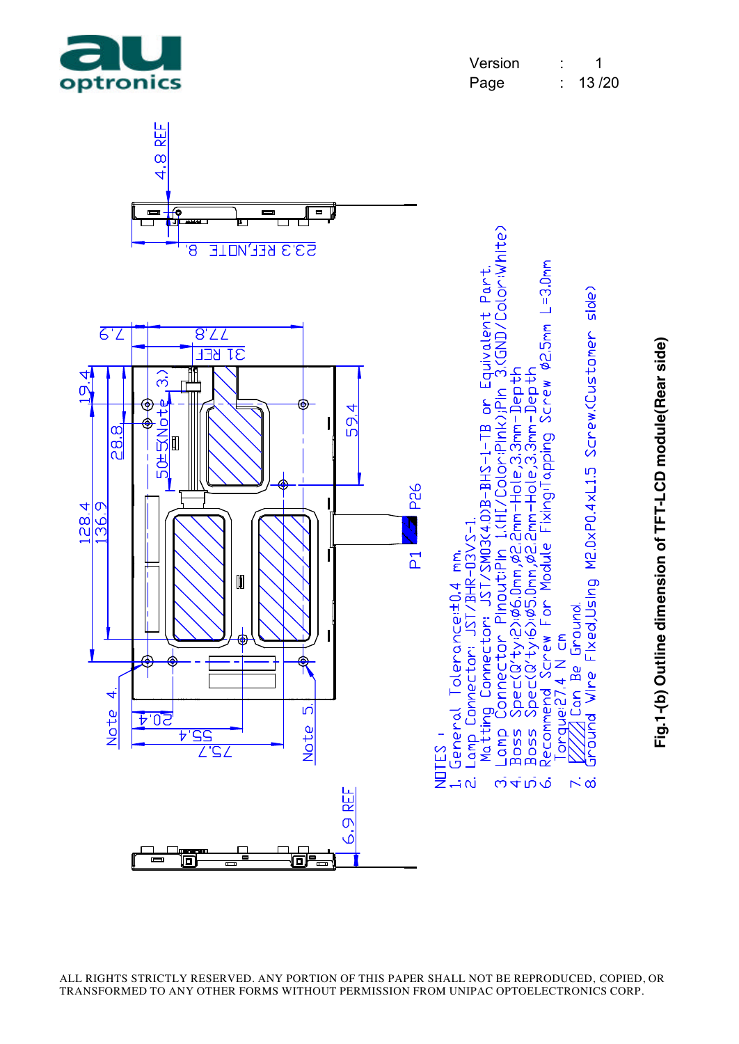NOTES :

1. General Tolerance:±0.4 mm.
2. Lamp Connector: JST/BHR-03VS-1.
   Matting Connector: JST/SM03(4.0)B-BHS-1-TB or Equivalent Part.
3. Lamp Connector Pinout:Pin 1.(HI/Color:Pink);Pin 3.(GND/Color:White)
4. Boss Spec(Q'ty:2):Ø6.0mm,Ø2.2mm-Hole,3.3mm-Depth
5. Boss Spec(Q'ty:6):Ø5.0mm,Ø2.2mm-Hole,3.3mm-Depth
6. Recommend Screw For Module Fixing:Tapping Screw Ø2.5mm L=3.0mm
   Torque:27.4 N cm
7. (hatched area) Can Be Ground.
8. Ground Wire Fixed,Using M2.0xP0.4xL1.5 Screw.(Customer side)

**Fig.1-(b) Outline dimension of TFT-LCD module(Rear side)**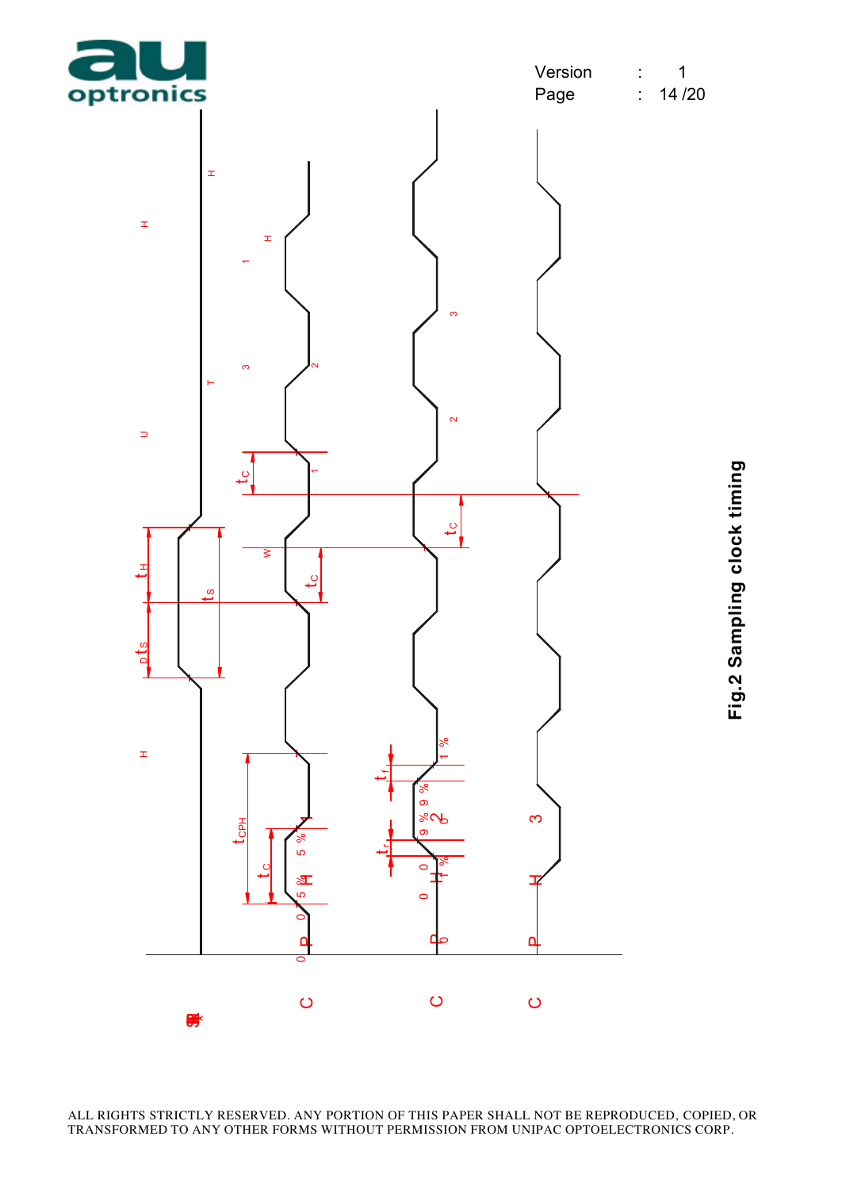Fig.2 Sampling clock timing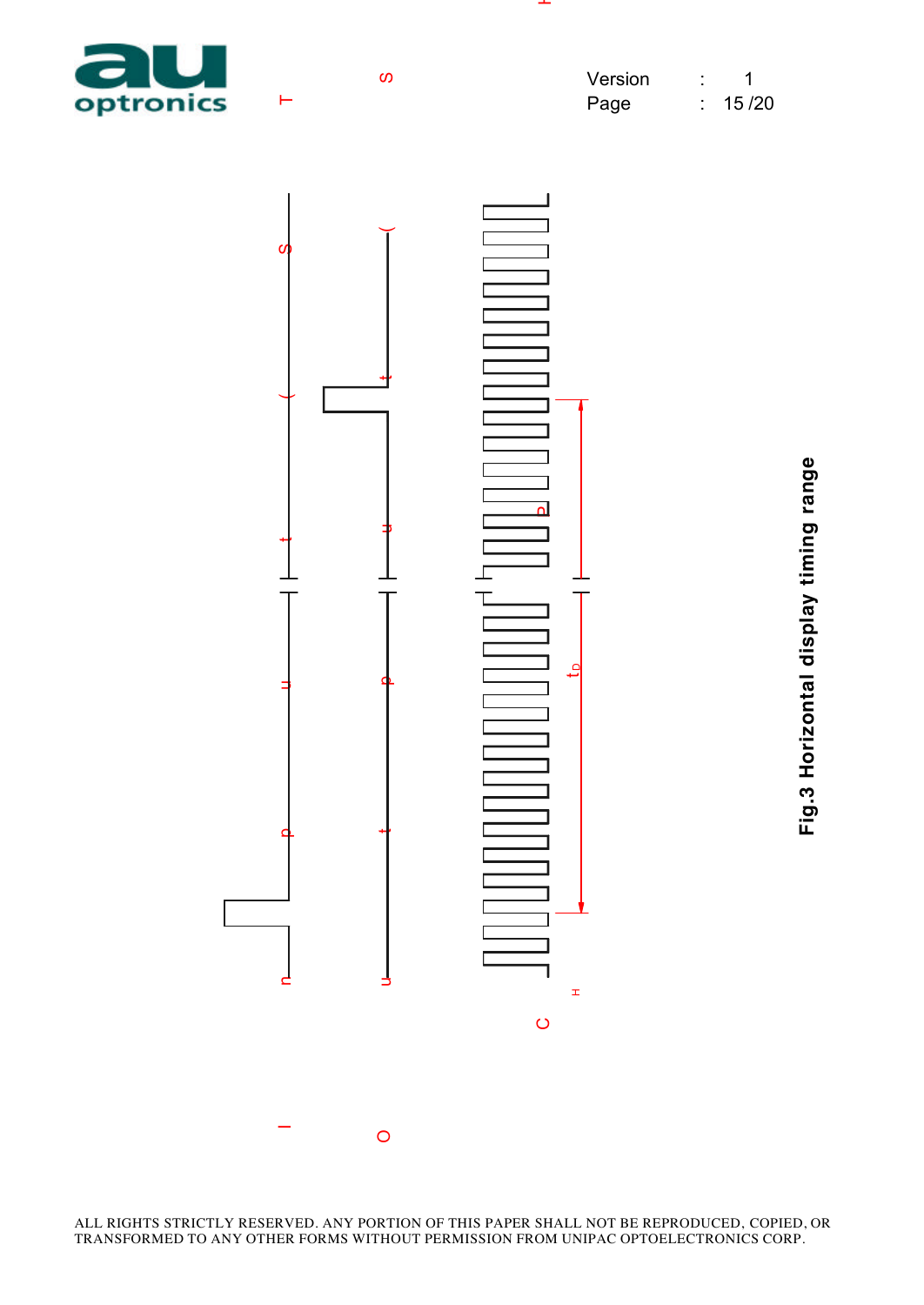Fig.3 Horizontal display timing range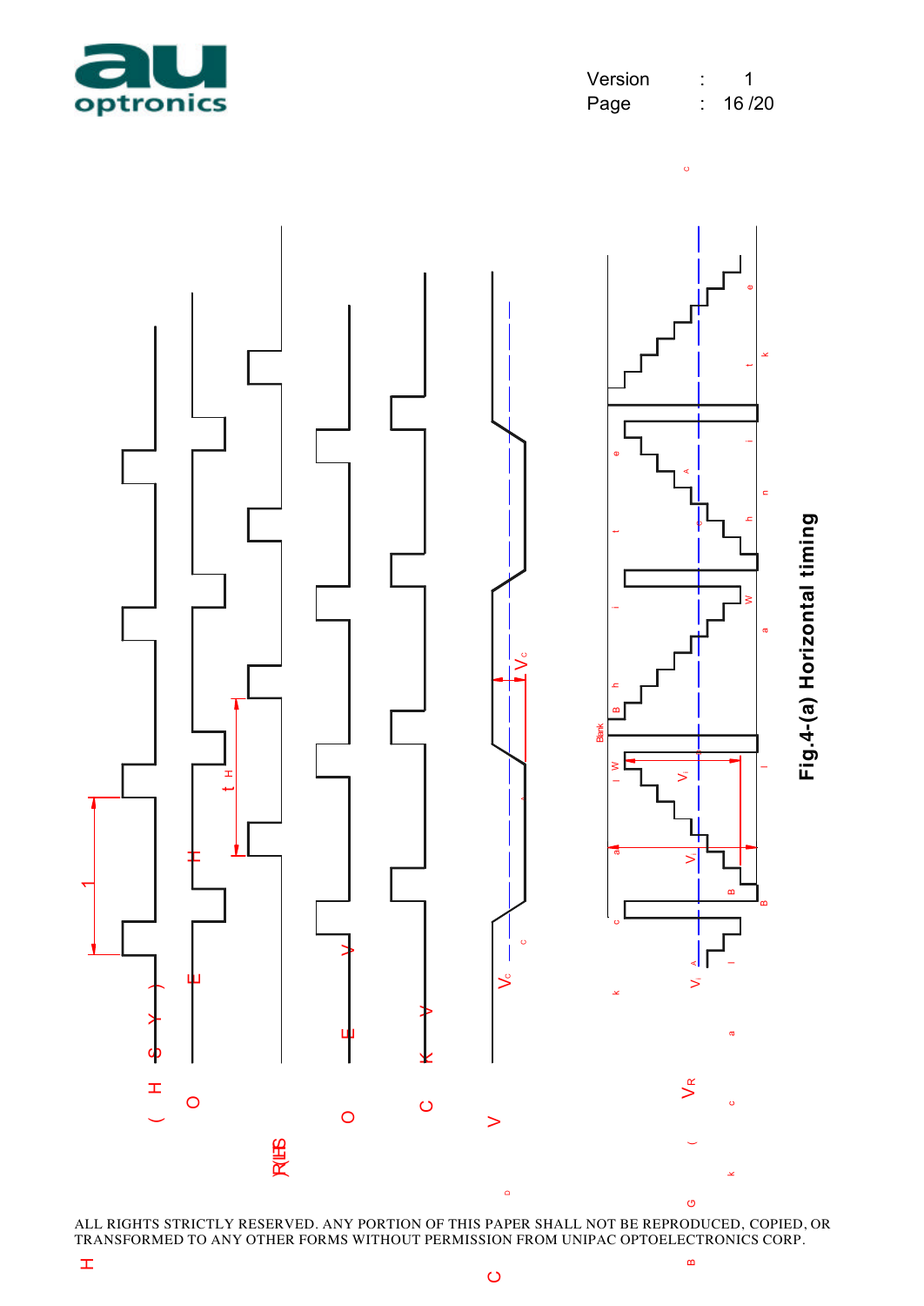**Fig.4-(a) Horizontal timing**

ALL RIGHTS STRICTLY RESERVED. ANY PORTION OF THIS PAPER SHALL NOT BE REPRODUCED, COPIED, OR TRANSFORMED TO ANY OTHER FORMS WITHOUT PERMISSION FROM UNIPAC OPTOELECTRONICS CORP.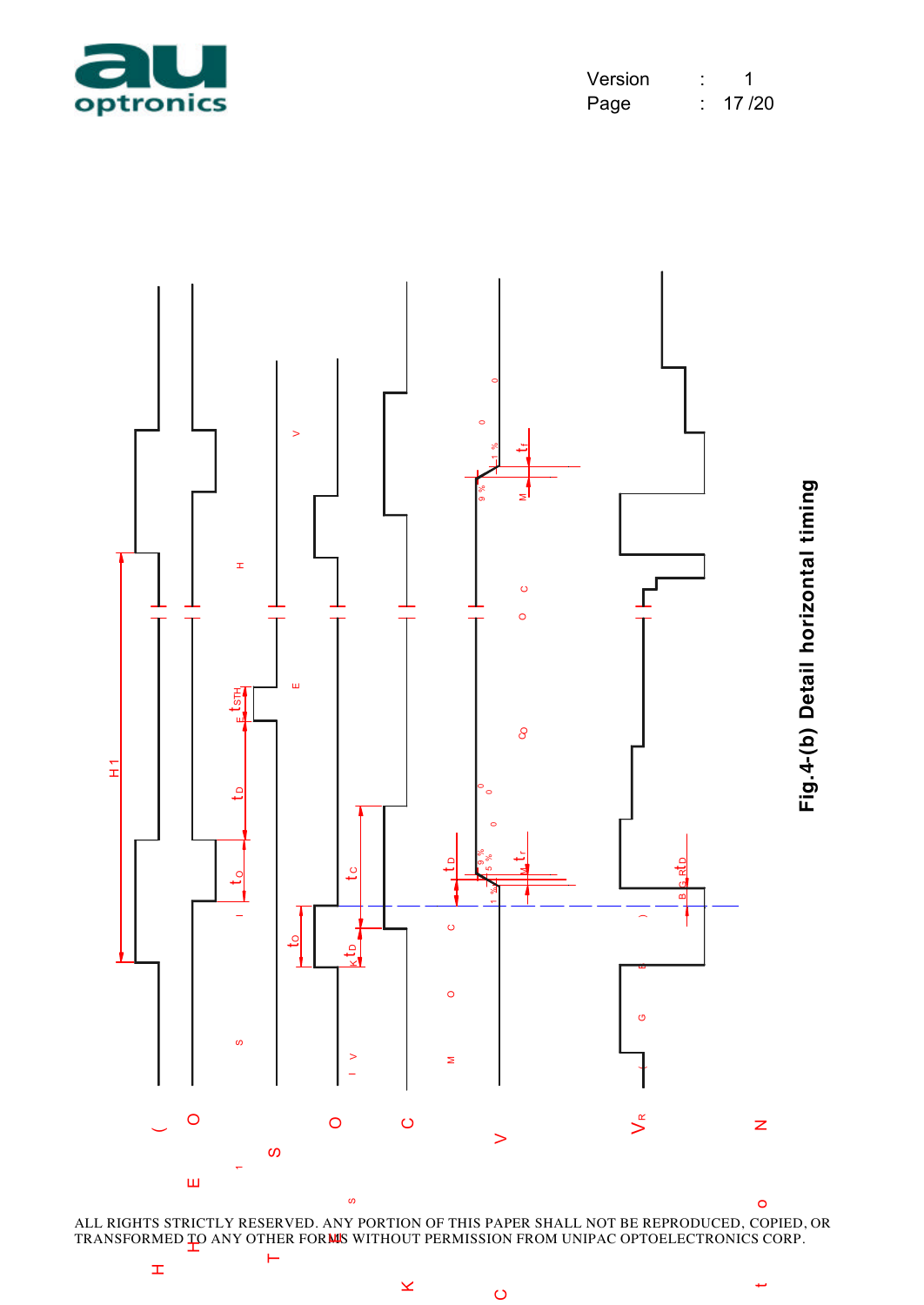Fig.4-(b) Detail horizontal timing

ALL RIGHTS STRICTLY RESERVED. ANY PORTION OF THIS PAPER SHALL NOT BE REPRODUCED, COPIED, OR TRANSFORMED TO ANY OTHER FORMS WITHOUT PERMISSION FROM UNIPAC OPTOELECTRONICS CORP.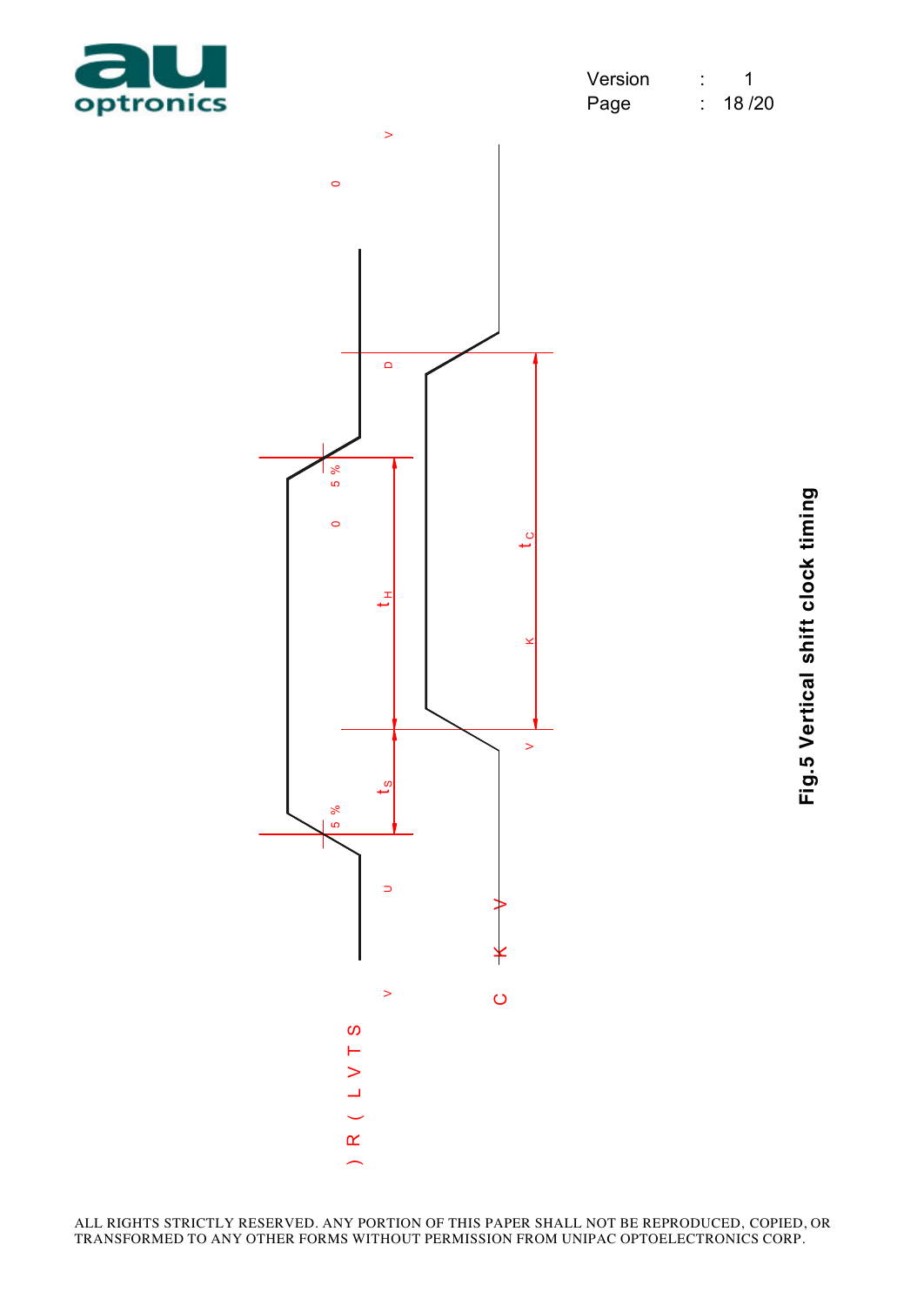Fig.5 Vertical shift clock timing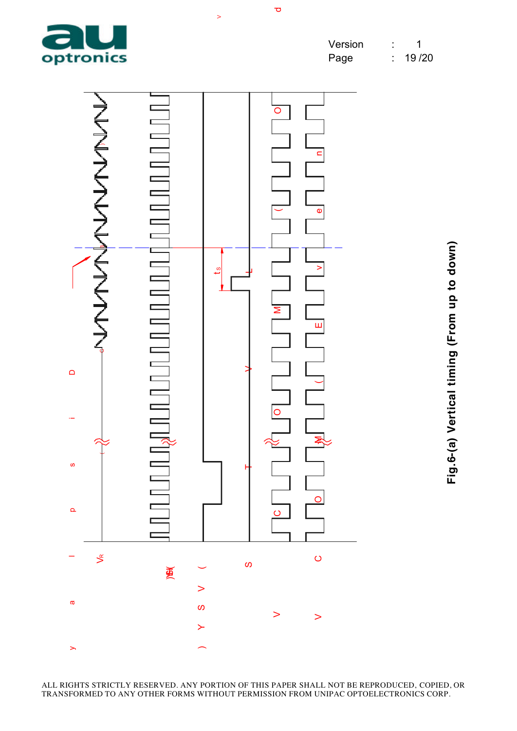Fig.6-(a) Vertical timing (From up to down)

ALL RIGHTS STRICTLY RESERVED. ANY PORTION OF THIS PAPER SHALL NOT BE REPRODUCED, COPIED, OR TRANSFORMED TO ANY OTHER FORMS WITHOUT PERMISSION FROM UNIPAC OPTOELECTRONICS CORP.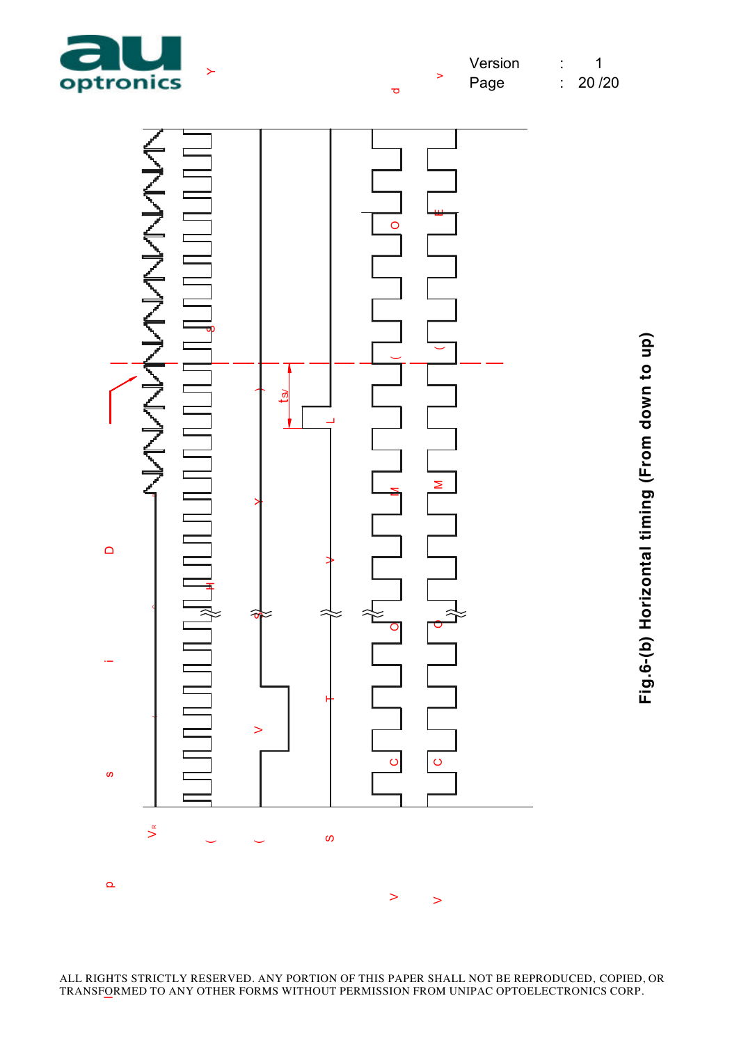Fig.6-(b) Horizontal timing (From down to up)

ALL RIGHTS STRICTLY RESERVED. ANY PORTION OF THIS PAPER SHALL NOT BE REPRODUCED, COPIED, OR TRANSFORMED TO ANY OTHER FORMS WITHOUT PERMISSION FROM UNIPAC OPTOELECTRONICS CORP.